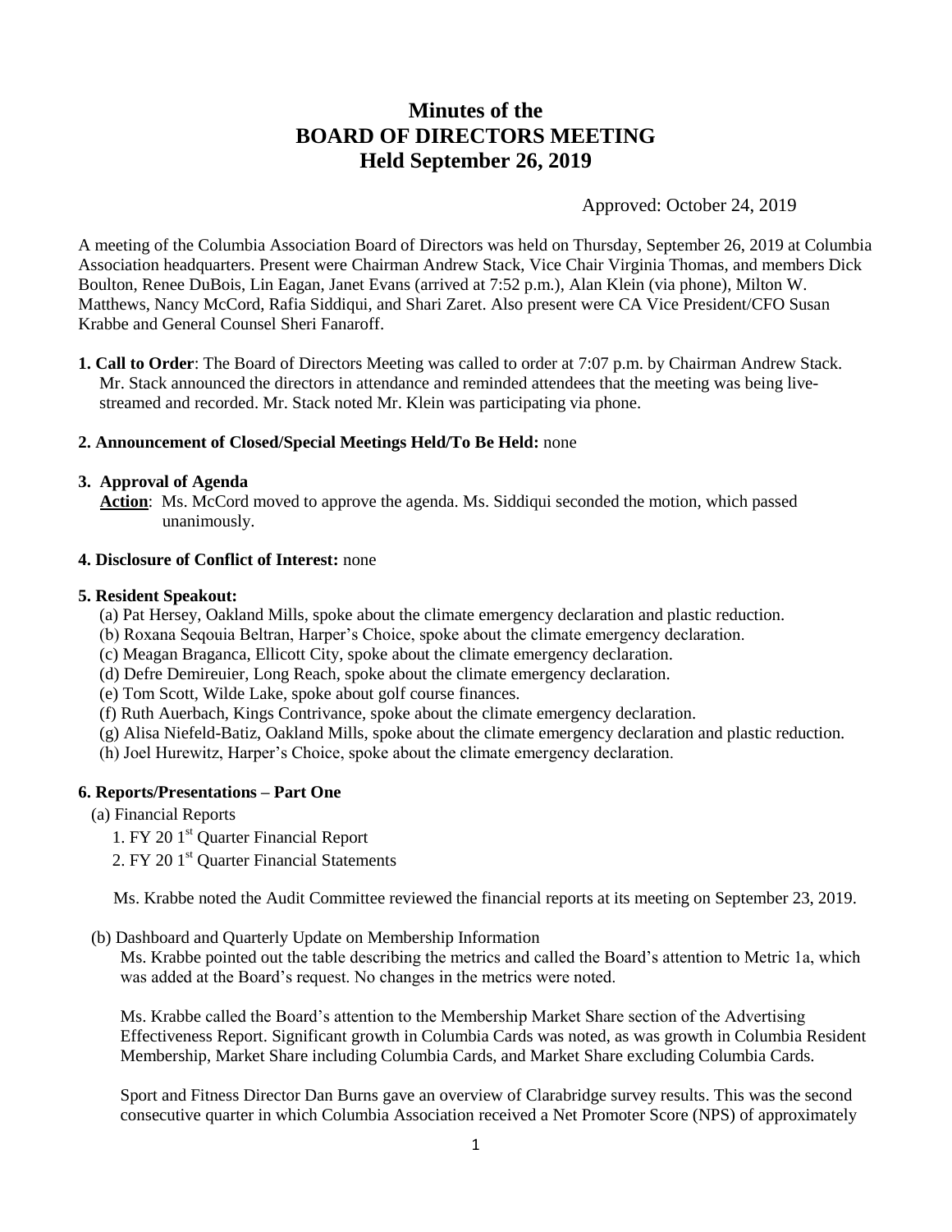# Minutes of the
# BOARD OF DIRECTORS MEETING
# Held September 26, 2019

Approved: October 24, 2019

A meeting of the Columbia Association Board of Directors was held on Thursday, September 26, 2019 at Columbia Association headquarters. Present were Chairman Andrew Stack, Vice Chair Virginia Thomas, and members Dick Boulton, Renee DuBois, Lin Eagan, Janet Evans (arrived at 7:52 p.m.), Alan Klein (via phone), Milton W. Matthews, Nancy McCord, Rafia Siddiqui, and Shari Zaret. Also present were CA Vice President/CFO Susan Krabbe and General Counsel Sheri Fanaroff.

**1. Call to Order**: The Board of Directors Meeting was called to order at 7:07 p.m. by Chairman Andrew Stack. Mr. Stack announced the directors in attendance and reminded attendees that the meeting was being live-streamed and recorded. Mr. Stack noted Mr. Klein was participating via phone.

**2. Announcement of Closed/Special Meetings Held/To Be Held:** none

**3. Approval of Agenda**

**Action**: Ms. McCord moved to approve the agenda. Ms. Siddiqui seconded the motion, which passed unanimously.

**4. Disclosure of Conflict of Interest:** none

**5. Resident Speakout:**

(a) Pat Hersey, Oakland Mills, spoke about the climate emergency declaration and plastic reduction.
(b) Roxana Seqouia Beltran, Harper's Choice, spoke about the climate emergency declaration.
(c) Meagan Braganca, Ellicott City, spoke about the climate emergency declaration.
(d) Defre Demireuier, Long Reach, spoke about the climate emergency declaration.
(e) Tom Scott, Wilde Lake, spoke about golf course finances.
(f) Ruth Auerbach, Kings Contrivance, spoke about the climate emergency declaration.
(g) Alisa Niefeld-Batiz, Oakland Mills, spoke about the climate emergency declaration and plastic reduction.
(h) Joel Hurewitz, Harper's Choice, spoke about the climate emergency declaration.

**6. Reports/Presentations – Part One**

(a) Financial Reports

1. FY 20 1st Quarter Financial Report
2. FY 20 1st Quarter Financial Statements

Ms. Krabbe noted the Audit Committee reviewed the financial reports at its meeting on September 23, 2019.

(b) Dashboard and Quarterly Update on Membership Information

Ms. Krabbe pointed out the table describing the metrics and called the Board's attention to Metric 1a, which was added at the Board's request. No changes in the metrics were noted.

Ms. Krabbe called the Board's attention to the Membership Market Share section of the Advertising Effectiveness Report. Significant growth in Columbia Cards was noted, as was growth in Columbia Resident Membership, Market Share including Columbia Cards, and Market Share excluding Columbia Cards.

Sport and Fitness Director Dan Burns gave an overview of Clarabridge survey results. This was the second consecutive quarter in which Columbia Association received a Net Promoter Score (NPS) of approximately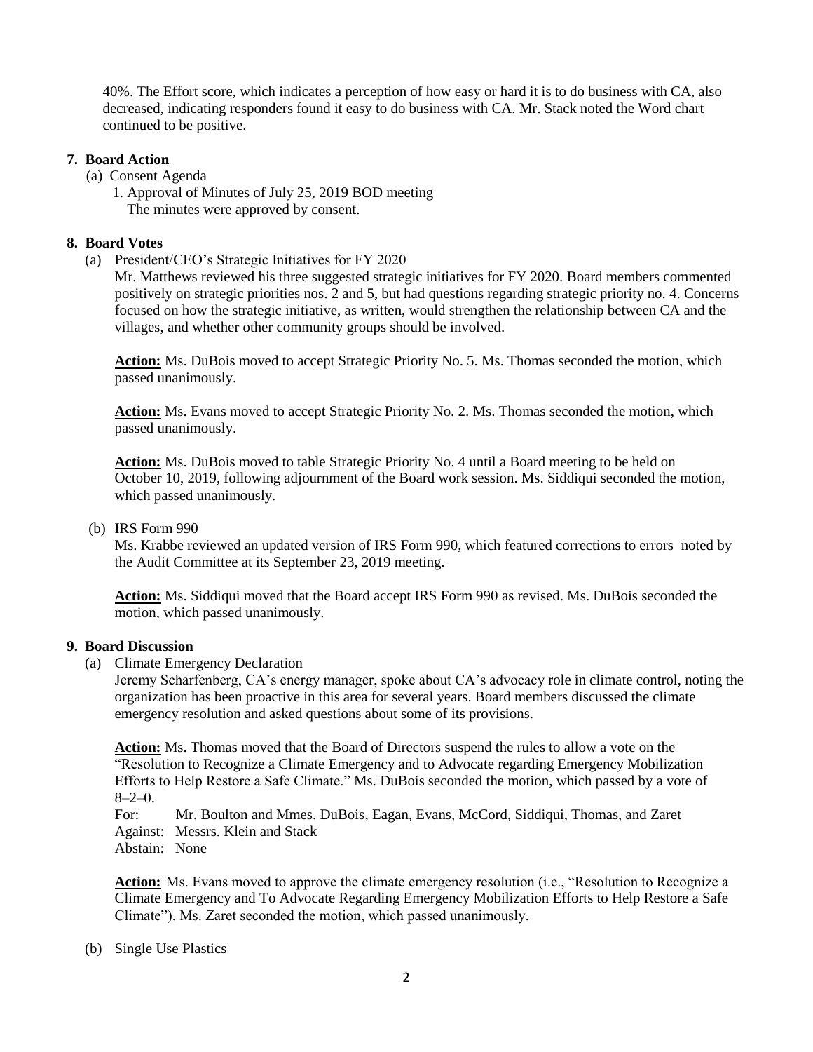40%. The Effort score, which indicates a perception of how easy or hard it is to do business with CA, also decreased, indicating responders found it easy to do business with CA. Mr. Stack noted the Word chart continued to be positive.

**7. Board Action**

(a) Consent Agenda

1. Approval of Minutes of July 25, 2019 BOD meeting
   The minutes were approved by consent.

**8. Board Votes**

(a) President/CEO's Strategic Initiatives for FY 2020

Mr. Matthews reviewed his three suggested strategic initiatives for FY 2020. Board members commented positively on strategic priorities nos. 2 and 5, but had questions regarding strategic priority no. 4. Concerns focused on how the strategic initiative, as written, would strengthen the relationship between CA and the villages, and whether other community groups should be involved.

**Action:** Ms. DuBois moved to accept Strategic Priority No. 5. Ms. Thomas seconded the motion, which passed unanimously.

**Action:** Ms. Evans moved to accept Strategic Priority No. 2. Ms. Thomas seconded the motion, which passed unanimously.

**Action:** Ms. DuBois moved to table Strategic Priority No. 4 until a Board meeting to be held on October 10, 2019, following adjournment of the Board work session. Ms. Siddiqui seconded the motion, which passed unanimously.

(b) IRS Form 990

Ms. Krabbe reviewed an updated version of IRS Form 990, which featured corrections to errors noted by the Audit Committee at its September 23, 2019 meeting.

**Action:** Ms. Siddiqui moved that the Board accept IRS Form 990 as revised. Ms. DuBois seconded the motion, which passed unanimously.

**9. Board Discussion**

(a) Climate Emergency Declaration

Jeremy Scharfenberg, CA's energy manager, spoke about CA's advocacy role in climate control, noting the organization has been proactive in this area for several years. Board members discussed the climate emergency resolution and asked questions about some of its provisions.

**Action:** Ms. Thomas moved that the Board of Directors suspend the rules to allow a vote on the "Resolution to Recognize a Climate Emergency and to Advocate regarding Emergency Mobilization Efforts to Help Restore a Safe Climate." Ms. DuBois seconded the motion, which passed by a vote of 8–2–0.

For: Mr. Boulton and Mmes. DuBois, Eagan, Evans, McCord, Siddiqui, Thomas, and Zaret
Against: Messrs. Klein and Stack
Abstain: None

**Action:** Ms. Evans moved to approve the climate emergency resolution (i.e., "Resolution to Recognize a Climate Emergency and To Advocate Regarding Emergency Mobilization Efforts to Help Restore a Safe Climate"). Ms. Zaret seconded the motion, which passed unanimously.

(b) Single Use Plastics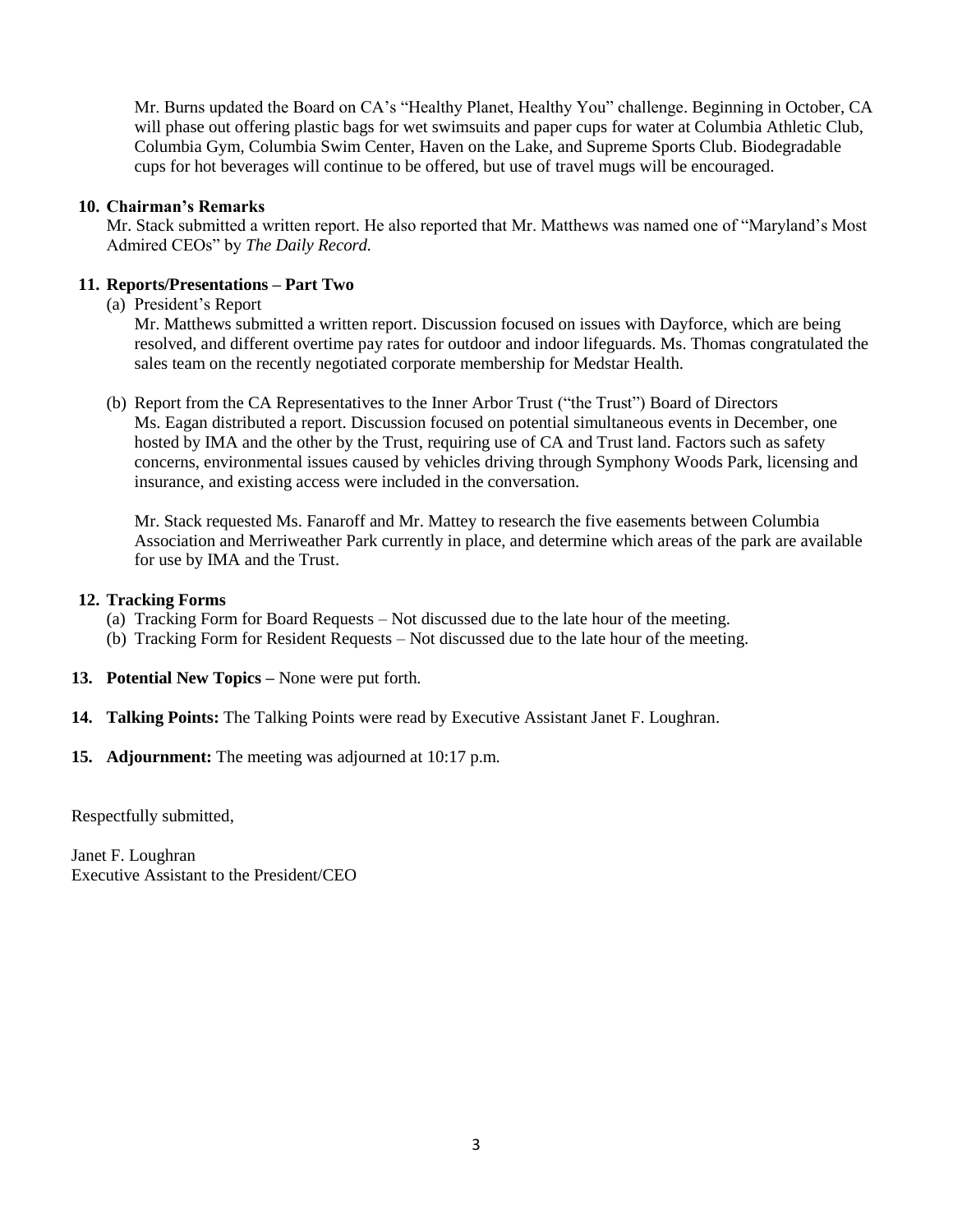Mr. Burns updated the Board on CA's "Healthy Planet, Healthy You" challenge. Beginning in October, CA will phase out offering plastic bags for wet swimsuits and paper cups for water at Columbia Athletic Club, Columbia Gym, Columbia Swim Center, Haven on the Lake, and Supreme Sports Club. Biodegradable cups for hot beverages will continue to be offered, but use of travel mugs will be encouraged.

**10. Chairman's Remarks**

Mr. Stack submitted a written report. He also reported that Mr. Matthews was named one of "Maryland's Most Admired CEOs" by *The Daily Record.*

**11. Reports/Presentations – Part Two**

(a) President's Report

Mr. Matthews submitted a written report. Discussion focused on issues with Dayforce, which are being resolved, and different overtime pay rates for outdoor and indoor lifeguards. Ms. Thomas congratulated the sales team on the recently negotiated corporate membership for Medstar Health.

(b) Report from the CA Representatives to the Inner Arbor Trust ("the Trust") Board of Directors

Ms. Eagan distributed a report. Discussion focused on potential simultaneous events in December, one hosted by IMA and the other by the Trust, requiring use of CA and Trust land. Factors such as safety concerns, environmental issues caused by vehicles driving through Symphony Woods Park, licensing and insurance, and existing access were included in the conversation.

Mr. Stack requested Ms. Fanaroff and Mr. Mattey to research the five easements between Columbia Association and Merriweather Park currently in place, and determine which areas of the park are available for use by IMA and the Trust.

**12. Tracking Forms**

(a) Tracking Form for Board Requests – Not discussed due to the late hour of the meeting.

(b) Tracking Form for Resident Requests – Not discussed due to the late hour of the meeting.

**13. Potential New Topics –** None were put forth.

**14. Talking Points:** The Talking Points were read by Executive Assistant Janet F. Loughran.

**15. Adjournment:** The meeting was adjourned at 10:17 p.m.

Respectfully submitted,

Janet F. Loughran
Executive Assistant to the President/CEO